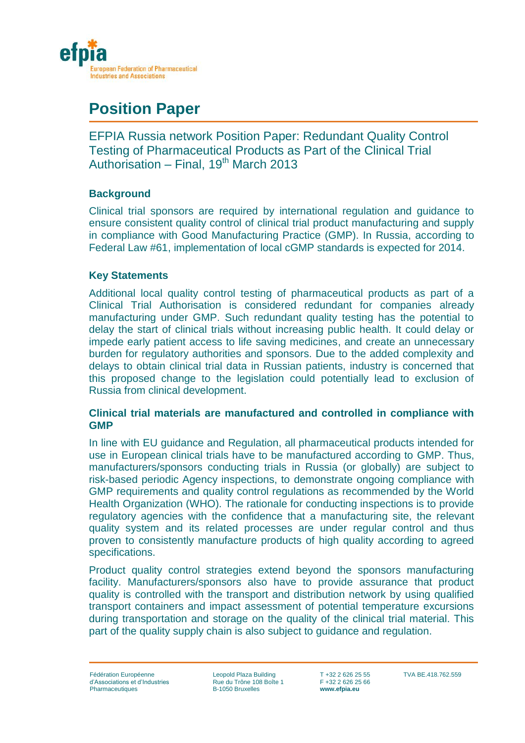# Position Paper

## EFPIA Russia network Position Paper: Redundant Quality Control Testing of Pharmaceutical Products as Part of the Clinical Trial Authorisation – Final, 19th March 2013

### Background

Clinical trial sponsors are required by international regulation and guidance to ensure consistent quality control of clinical trial product manufacturing and supply in compliance with Good Manufacturing Practice (GMP). In Russia, according to Federal Law #61, implementation of local cGMP standards is expected for 2014.

### Key Statements

Additional local quality control testing of pharmaceutical products as part of a Clinical Trial Authorisation is considered redundant for companies already manufacturing under GMP. Such redundant quality testing has the potential to delay the start of clinical trials without increasing public health. It could delay or impede early patient access to life saving medicines, and create an unnecessary burden for regulatory authorities and sponsors. Due to the added complexity and delays to obtain clinical trial data in Russian patients, industry is concerned that this proposed change to the legislation could potentially lead to exclusion of Russia from clinical development.

### Clinical trial materials are manufactured and controlled in compliance with GMP

In line with EU guidance and Regulation, all pharmaceutical products intended for use in European clinical trials have to be manufactured according to GMP. Thus, manufacturers/sponsors conducting trials in Russia (or globally) are subject to risk-based periodic Agency inspections, to demonstrate ongoing compliance with GMP requirements and quality control regulations as recommended by the World Health Organization (WHO). The rationale for conducting inspections is to provide regulatory agencies with the confidence that a manufacturing site, the relevant quality system and its related processes are under regular control and thus proven to consistently manufacture products of high quality according to agreed specifications.

Product quality control strategies extend beyond the sponsors manufacturing facility. Manufacturers/sponsors also have to provide assurance that product quality is controlled with the transport and distribution network by using qualified transport containers and impact assessment of potential temperature excursions during transportation and storage on the quality of the clinical trial material. This part of the quality supply chain is also subject to guidance and regulation.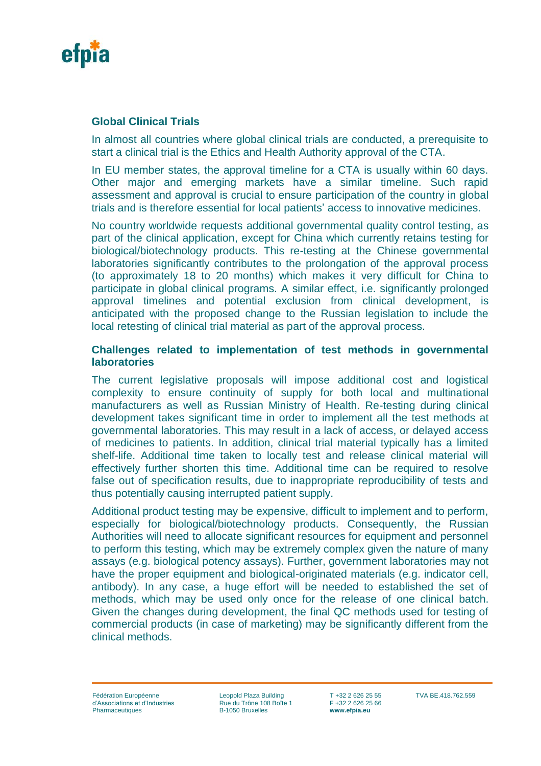## Global Clinical Trials

In almost all countries where global clinical trials are conducted, a prerequisite to start a clinical trial is the Ethics and Health Authority approval of the CTA.

In EU member states, the approval timeline for a CTA is usually within 60 days. Other major and emerging markets have a similar timeline. Such rapid assessment and approval is crucial to ensure participation of the country in global trials and is therefore essential for local patients' access to innovative medicines.

No country worldwide requests additional governmental quality control testing, as part of the clinical application, except for China which currently retains testing for biological/biotechnology products. This re-testing at the Chinese governmental laboratories significantly contributes to the prolongation of the approval process (to approximately 18 to 20 months) which makes it very difficult for China to participate in global clinical programs. A similar effect, i.e. significantly prolonged approval timelines and potential exclusion from clinical development, is anticipated with the proposed change to the Russian legislation to include the local retesting of clinical trial material as part of the approval process.

## Challenges related to implementation of test methods in governmental laboratories

The current legislative proposals will impose additional cost and logistical complexity to ensure continuity of supply for both local and multinational manufacturers as well as Russian Ministry of Health. Re-testing during clinical development takes significant time in order to implement all the test methods at governmental laboratories. This may result in a lack of access, or delayed access of medicines to patients. In addition, clinical trial material typically has a limited shelf-life. Additional time taken to locally test and release clinical material will effectively further shorten this time. Additional time can be required to resolve false out of specification results, due to inappropriate reproducibility of tests and thus potentially causing interrupted patient supply.

Additional product testing may be expensive, difficult to implement and to perform, especially for biological/biotechnology products. Consequently, the Russian Authorities will need to allocate significant resources for equipment and personnel to perform this testing, which may be extremely complex given the nature of many assays (e.g. biological potency assays). Further, government laboratories may not have the proper equipment and biological-originated materials (e.g. indicator cell, antibody). In any case, a huge effort will be needed to established the set of methods, which may be used only once for the release of one clinical batch. Given the changes during development, the final QC methods used for testing of commercial products (in case of marketing) may be significantly different from the clinical methods.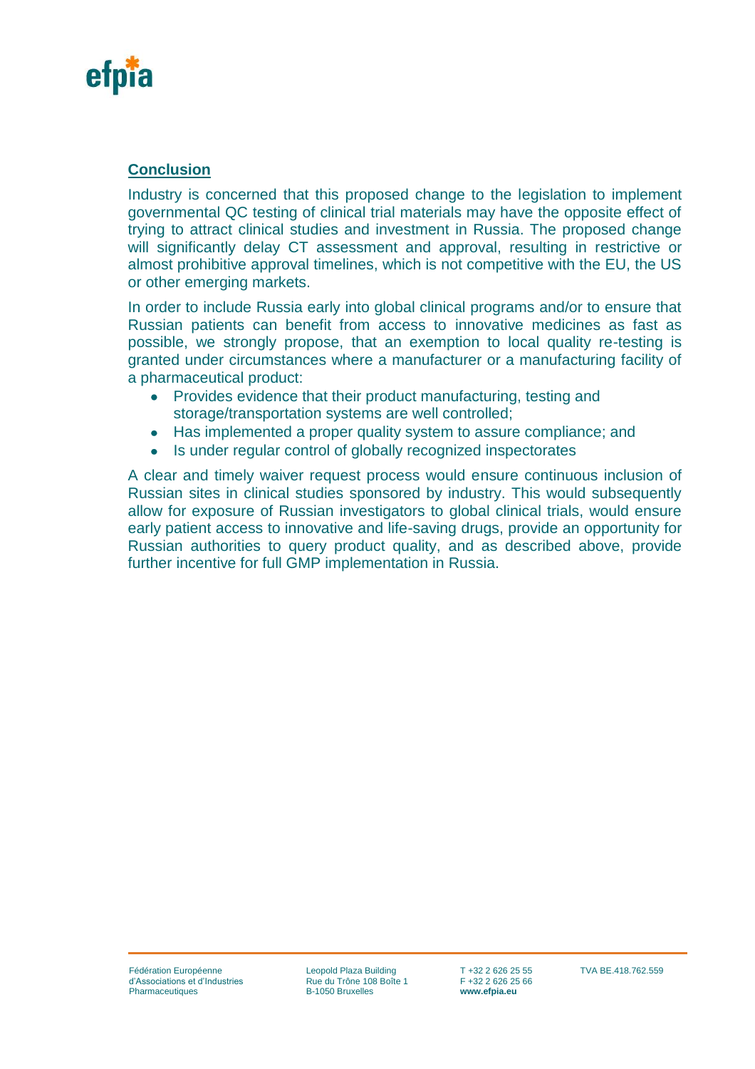## Conclusion

Industry is concerned that this proposed change to the legislation to implement governmental QC testing of clinical trial materials may have the opposite effect of trying to attract clinical studies and investment in Russia. The proposed change will significantly delay CT assessment and approval, resulting in restrictive or almost prohibitive approval timelines, which is not competitive with the EU, the US or other emerging markets.

In order to include Russia early into global clinical programs and/or to ensure that Russian patients can benefit from access to innovative medicines as fast as possible, we strongly propose, that an exemption to local quality re-testing is granted under circumstances where a manufacturer or a manufacturing facility of a pharmaceutical product:

- Provides evidence that their product manufacturing, testing and storage/transportation systems are well controlled;
- Has implemented a proper quality system to assure compliance; and
- Is under regular control of globally recognized inspectorates

A clear and timely waiver request process would ensure continuous inclusion of Russian sites in clinical studies sponsored by industry. This would subsequently allow for exposure of Russian investigators to global clinical trials, would ensure early patient access to innovative and life-saving drugs, provide an opportunity for Russian authorities to query product quality, and as described above, provide further incentive for full GMP implementation in Russia.